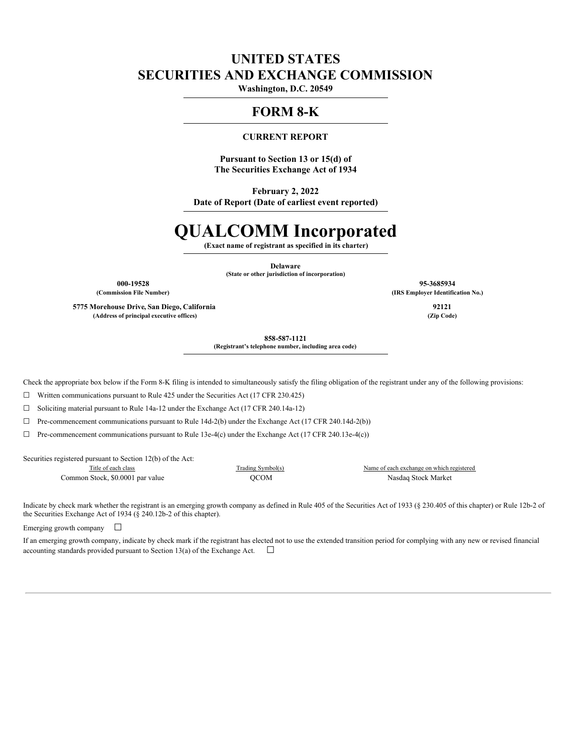# UNITED STATES
# SECURITIES AND EXCHANGE COMMISSION

**Washington, D.C. 20549**

## FORM 8-K

**CURRENT REPORT**

**Pursuant to Section 13 or 15(d) of**
**The Securities Exchange Act of 1934**

**February 2, 2022**
**Date of Report (Date of earliest event reported)**

# QUALCOMM Incorporated

**(Exact name of registrant as specified in its charter)**

**Delaware**
**(State or other jurisdiction of incorporation)**

| | |
|---|---|
| **000-19528** | **95-3685934** |
| **(Commission File Number)** | **(IRS Employer Identification No.)** |
| **5775 Morehouse Drive, San Diego, California** | **92121** |
| **(Address of principal executive offices)** | **(Zip Code)** |

**858-587-1121**
**(Registrant's telephone number, including area code)**

Check the appropriate box below if the Form 8-K filing is intended to simultaneously satisfy the filing obligation of the registrant under any of the following provisions:

☐ Written communications pursuant to Rule 425 under the Securities Act (17 CFR 230.425)

☐ Soliciting material pursuant to Rule 14a-12 under the Exchange Act (17 CFR 240.14a-12)

☐ Pre-commencement communications pursuant to Rule 14d-2(b) under the Exchange Act (17 CFR 240.14d-2(b))

☐ Pre-commencement communications pursuant to Rule 13e-4(c) under the Exchange Act (17 CFR 240.13e-4(c))

Securities registered pursuant to Section 12(b) of the Act:

| Title of each class | Trading Symbol(s) | Name of each exchange on which registered |
|---|---|---|
| Common Stock, $0.0001 par value | QCOM | Nasdaq Stock Market |

Indicate by check mark whether the registrant is an emerging growth company as defined in Rule 405 of the Securities Act of 1933 (§ 230.405 of this chapter) or Rule 12b-2 of the Securities Exchange Act of 1934 (§ 240.12b-2 of this chapter).

Emerging growth company ☐

If an emerging growth company, indicate by check mark if the registrant has elected not to use the extended transition period for complying with any new or revised financial accounting standards provided pursuant to Section 13(a) of the Exchange Act. ☐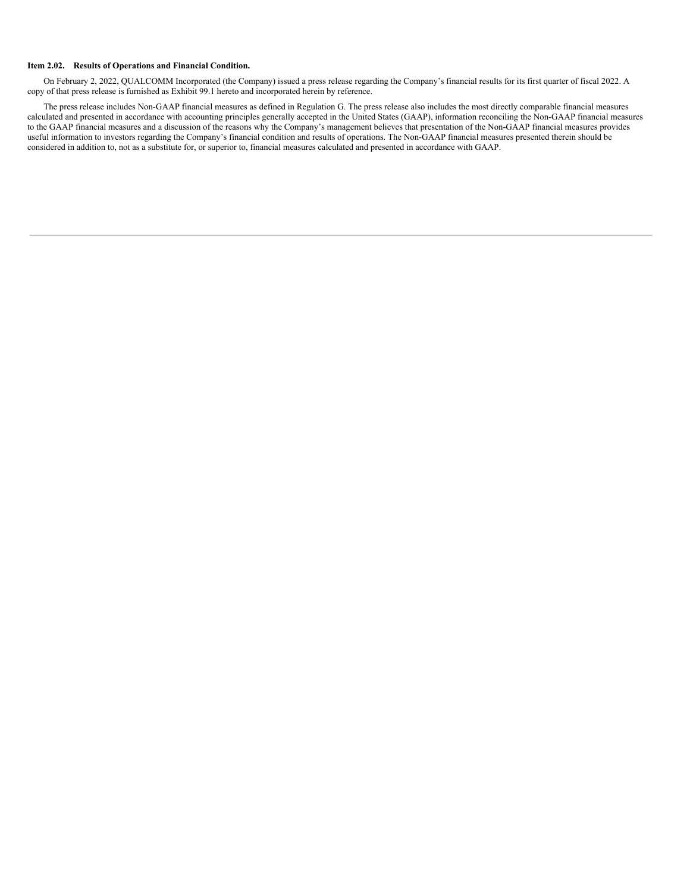**Item 2.02. Results of Operations and Financial Condition.**

On February 2, 2022, QUALCOMM Incorporated (the Company) issued a press release regarding the Company's financial results for its first quarter of fiscal 2022. A copy of that press release is furnished as Exhibit 99.1 hereto and incorporated herein by reference.

The press release includes Non-GAAP financial measures as defined in Regulation G. The press release also includes the most directly comparable financial measures calculated and presented in accordance with accounting principles generally accepted in the United States (GAAP), information reconciling the Non-GAAP financial measures to the GAAP financial measures and a discussion of the reasons why the Company's management believes that presentation of the Non-GAAP financial measures provides useful information to investors regarding the Company's financial condition and results of operations. The Non-GAAP financial measures presented therein should be considered in addition to, not as a substitute for, or superior to, financial measures calculated and presented in accordance with GAAP.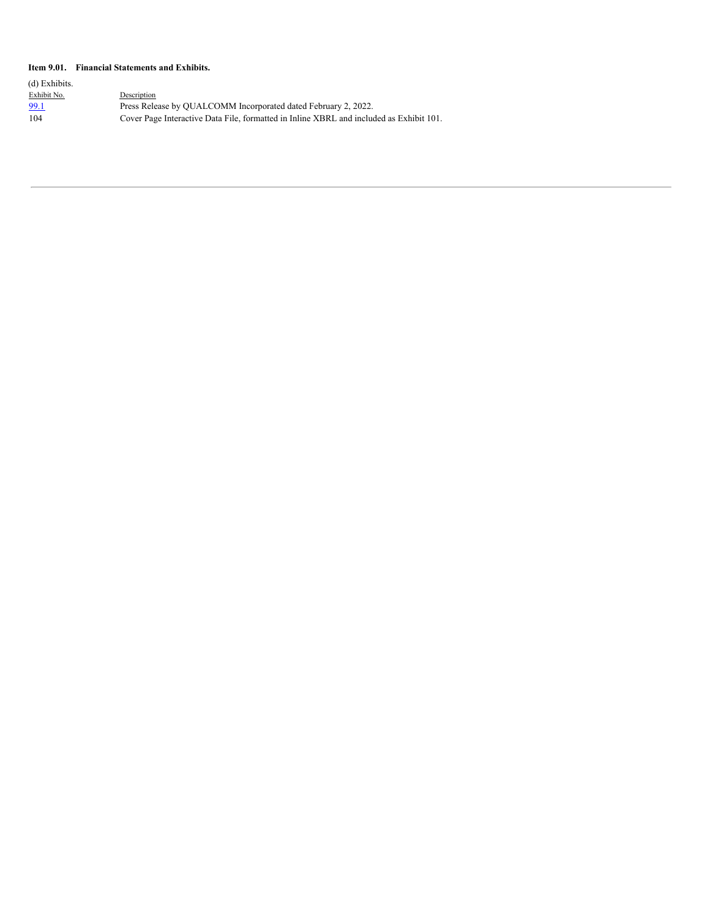**Item 9.01. Financial Statements and Exhibits.**

(d) Exhibits.

| Exhibit No. | Description |
| --- | --- |
| 99.1 | Press Release by QUALCOMM Incorporated dated February 2, 2022. |
| 104 | Cover Page Interactive Data File, formatted in Inline XBRL and included as Exhibit 101. |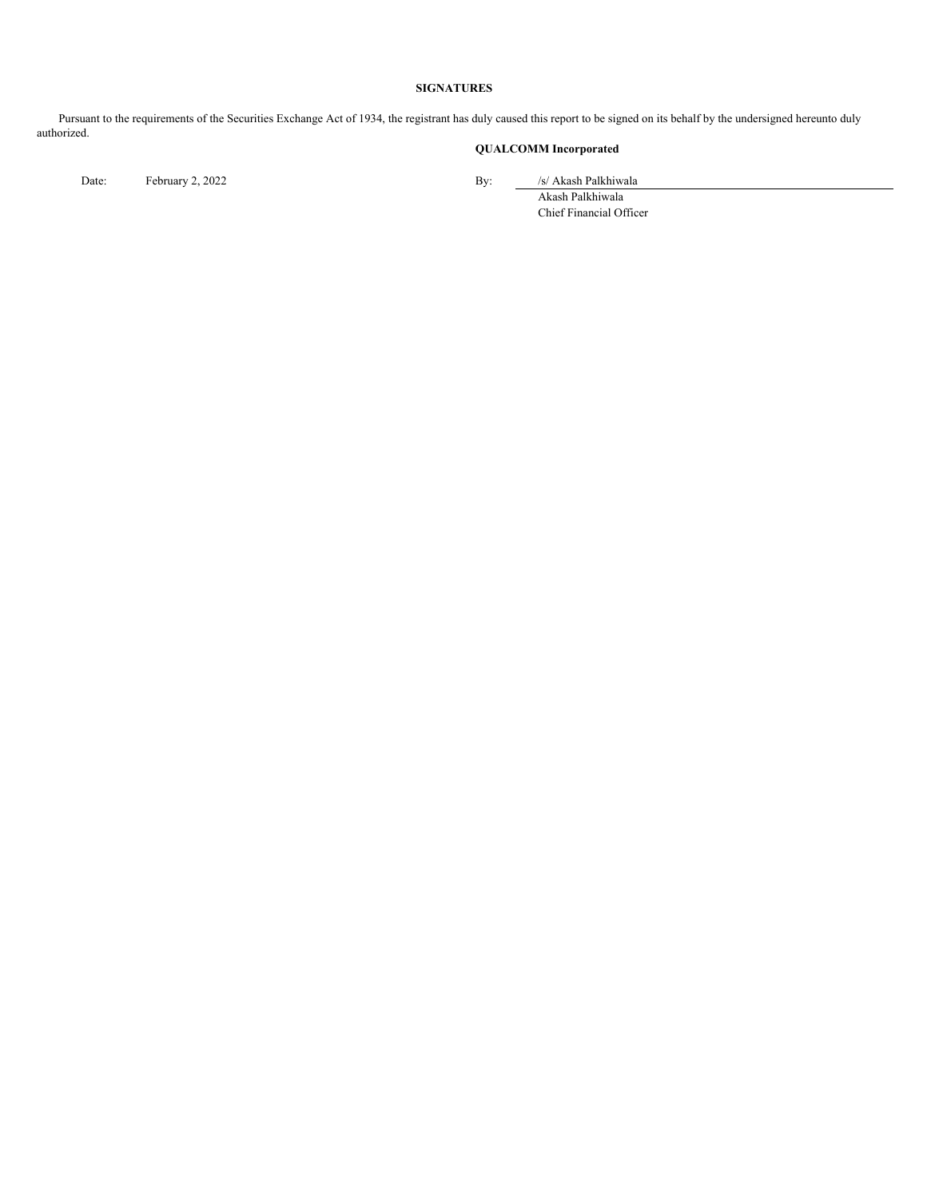**SIGNATURES**

Pursuant to the requirements of the Securities Exchange Act of 1934, the registrant has duly caused this report to be signed on its behalf by the undersigned hereunto duly authorized.

**QUALCOMM Incorporated**

| | | | |
|---|---|---|---|
| Date: | February 2, 2022 | By: | /s/ Akash Palkhiwala |
| | | | Akash Palkhiwala |
| | | | Chief Financial Officer |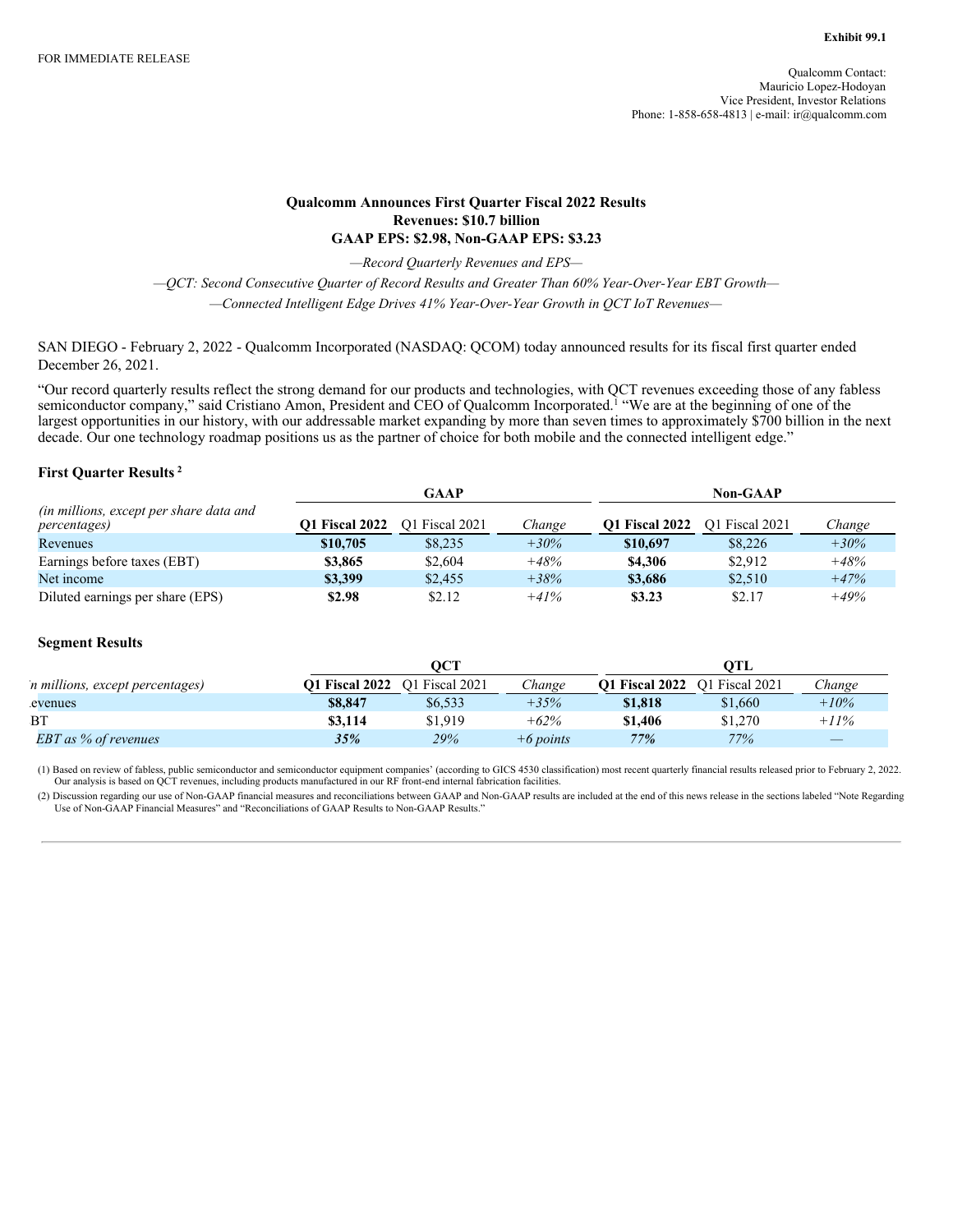Exhibit 99.1

FOR IMMEDIATE RELEASE

Qualcomm Contact:
Mauricio Lopez-Hodoyan
Vice President, Investor Relations
Phone: 1-858-658-4813 | e-mail: ir@qualcomm.com

# Qualcomm Announces First Quarter Fiscal 2022 Results
## Revenues: $10.7 billion
## GAAP EPS: $2.98, Non-GAAP EPS: $3.23

*—Record Quarterly Revenues and EPS—*

*—QCT: Second Consecutive Quarter of Record Results and Greater Than 60% Year-Over-Year EBT Growth—*

*—Connected Intelligent Edge Drives 41% Year-Over-Year Growth in QCT IoT Revenues—*

SAN DIEGO - February 2, 2022 - Qualcomm Incorporated (NASDAQ: QCOM) today announced results for its fiscal first quarter ended December 26, 2021.

"Our record quarterly results reflect the strong demand for our products and technologies, with QCT revenues exceeding those of any fabless semiconductor company," said Cristiano Amon, President and CEO of Qualcomm Incorporated.[1] "We are at the beginning of one of the largest opportunities in our history, with our addressable market expanding by more than seven times to approximately $700 billion in the next decade. Our one technology roadmap positions us as the partner of choice for both mobile and the connected intelligent edge."

### First Quarter Results [2]

| | GAAP | | | Non-GAAP | | |
|---|---|---|---|---|---|---|
| *(in millions, except per share data and percentages)* | **Q1 Fiscal 2022** | Q1 Fiscal 2021 | *Change* | **Q1 Fiscal 2022** | Q1 Fiscal 2021 | *Change* |
| Revenues | **$10,705** | $8,235 | *+30%* | **$10,697** | $8,226 | *+30%* |
| Earnings before taxes (EBT) | **$3,865** | $2,604 | *+48%* | **$4,306** | $2,912 | *+48%* |
| Net income | **$3,399** | $2,455 | *+38%* | **$3,686** | $2,510 | *+47%* |
| Diluted earnings per share (EPS) | **$2.98** | $2.12 | *+41%* | **$3.23** | $2.17 | *+49%* |

### Segment Results

| | QCT | | | QTL | | |
|---|---|---|---|---|---|---|
| *(in millions, except percentages)* | **Q1 Fiscal 2022** | Q1 Fiscal 2021 | *Change* | **Q1 Fiscal 2022** | Q1 Fiscal 2021 | *Change* |
| Revenues | **$8,847** | $6,533 | *+35%* | **$1,818** | $1,660 | *+10%* |
| EBT | **$3,114** | $1,919 | *+62%* | **$1,406** | $1,270 | *+11%* |
| *EBT as % of revenues* | ***35%*** | *29%* | *+6 points* | ***77%*** | *77%* | *—* |

(1) Based on review of fabless, public semiconductor and semiconductor equipment companies' (according to GICS 4530 classification) most recent quarterly financial results released prior to February 2, 2022. Our analysis is based on QCT revenues, including products manufactured in our RF front-end internal fabrication facilities.

(2) Discussion regarding our use of Non-GAAP financial measures and reconciliations between GAAP and Non-GAAP results are included at the end of this news release in the sections labeled "Note Regarding Use of Non-GAAP Financial Measures" and "Reconciliations of GAAP Results to Non-GAAP Results."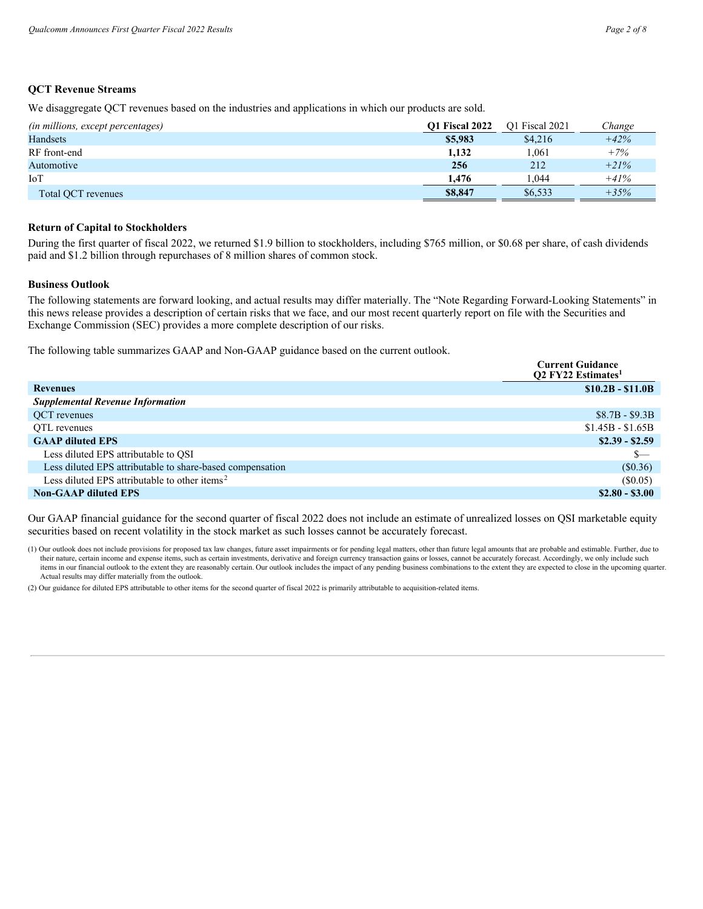### QCT Revenue Streams

We disaggregate QCT revenues based on the industries and applications in which our products are sold.

| *(in millions, except percentages)* | **Q1 Fiscal 2022** | Q1 Fiscal 2021 | *Change* |
|---|---|---|---|
| Handsets | **$5,983** | $4,216 | *+42%* |
| RF front-end | **1,132** | 1,061 | *+7%* |
| Automotive | **256** | 212 | *+21%* |
| IoT | **1,476** | 1,044 | *+41%* |
| Total QCT revenues | **$8,847** | $6,533 | *+35%* |

### Return of Capital to Stockholders

During the first quarter of fiscal 2022, we returned $1.9 billion to stockholders, including $765 million, or $0.68 per share, of cash dividends paid and $1.2 billion through repurchases of 8 million shares of common stock.

### Business Outlook

The following statements are forward looking, and actual results may differ materially. The "Note Regarding Forward-Looking Statements" in this news release provides a description of certain risks that we face, and our most recent quarterly report on file with the Securities and Exchange Commission (SEC) provides a more complete description of our risks.

The following table summarizes GAAP and Non-GAAP guidance based on the current outlook.

| | **Current Guidance Q2 FY22 Estimates[1]** |
|---|---|
| **Revenues** | **$10.2B - $11.0B** |
| ***Supplemental Revenue Information*** | |
| QCT revenues | $8.7B - $9.3B |
| QTL revenues | $1.45B - $1.65B |
| **GAAP diluted EPS** | **$2.39 - $2.59** |
| Less diluted EPS attributable to QSI | $— |
| Less diluted EPS attributable to share-based compensation | ($0.36) |
| Less diluted EPS attributable to other items[2] | ($0.05) |
| **Non-GAAP diluted EPS** | **$2.80 - $3.00** |

Our GAAP financial guidance for the second quarter of fiscal 2022 does not include an estimate of unrealized losses on QSI marketable equity securities based on recent volatility in the stock market as such losses cannot be accurately forecast.

(1) Our outlook does not include provisions for proposed tax law changes, future asset impairments or for pending legal matters, other than future legal amounts that are probable and estimable. Further, due to their nature, certain income and expense items, such as certain investments, derivative and foreign currency transaction gains or losses, cannot be accurately forecast. Accordingly, we only include such items in our financial outlook to the extent they are reasonably certain. Our outlook includes the impact of any pending business combinations to the extent they are expected to close in the upcoming quarter. Actual results may differ materially from the outlook.

(2) Our guidance for diluted EPS attributable to other items for the second quarter of fiscal 2022 is primarily attributable to acquisition-related items.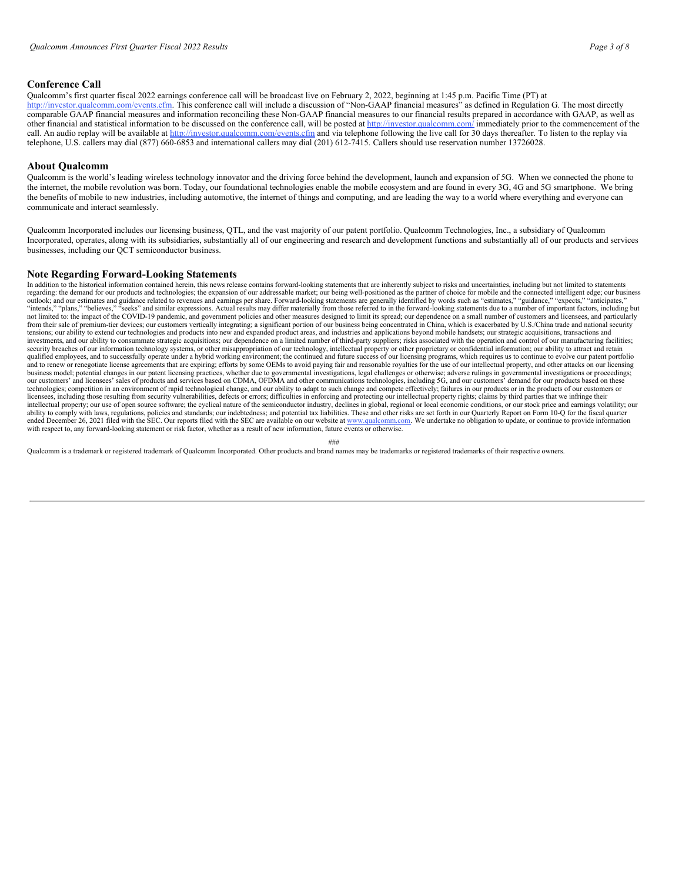## Conference Call

Qualcomm's first quarter fiscal 2022 earnings conference call will be broadcast live on February 2, 2022, beginning at 1:45 p.m. Pacific Time (PT) at http://investor.qualcomm.com/events.cfm. This conference call will include a discussion of "Non-GAAP financial measures" as defined in Regulation G. The most directly comparable GAAP financial measures and information reconciling these Non-GAAP financial measures to our financial results prepared in accordance with GAAP, as well as other financial and statistical information to be discussed on the conference call, will be posted at http://investor.qualcomm.com/ immediately prior to the commencement of the call. An audio replay will be available at http://investor.qualcomm.com/events.cfm and via telephone following the live call for 30 days thereafter. To listen to the replay via telephone, U.S. callers may dial (877) 660-6853 and international callers may dial (201) 612-7415. Callers should use reservation number 13726028.

## About Qualcomm

Qualcomm is the world's leading wireless technology innovator and the driving force behind the development, launch and expansion of 5G. When we connected the phone to the internet, the mobile revolution was born. Today, our foundational technologies enable the mobile ecosystem and are found in every 3G, 4G and 5G smartphone. We bring the benefits of mobile to new industries, including automotive, the internet of things and computing, and are leading the way to a world where everything and everyone can communicate and interact seamlessly.

Qualcomm Incorporated includes our licensing business, QTL, and the vast majority of our patent portfolio. Qualcomm Technologies, Inc., a subsidiary of Qualcomm Incorporated, operates, along with its subsidiaries, substantially all of our engineering and research and development functions and substantially all of our products and services businesses, including our QCT semiconductor business.

## Note Regarding Forward-Looking Statements

In addition to the historical information contained herein, this news release contains forward-looking statements that are inherently subject to risks and uncertainties, including but not limited to statements regarding: the demand for our products and technologies; the expansion of our addressable market; our being well-positioned as the partner of choice for mobile and the connected intelligent edge; our business outlook; and our estimates and guidance related to revenues and earnings per share. Forward-looking statements are generally identified by words such as "estimates," "guidance," "expects," "anticipates," "intends," "plans," "believes," "seeks" and similar expressions. Actual results may differ materially from those referred to in the forward-looking statements due to a number of important factors, including but not limited to: the impact of the COVID-19 pandemic, and government policies and other measures designed to limit its spread; our dependence on a small number of customers and licensees, and particularly from their sale of premium-tier devices; our customers vertically integrating; a significant portion of our business being concentrated in China, which is exacerbated by U.S./China trade and national security tensions; our ability to extend our technologies and products into new and expanded product areas, and industries and applications beyond mobile handsets; our strategic acquisitions, transactions and investments, and our ability to consummate strategic acquisitions; our dependence on a limited number of third-party suppliers; risks associated with the operation and control of our manufacturing facilities; security breaches of our information technology systems, or other misappropriation of our technology, intellectual property or other proprietary or confidential information; our ability to attract and retain qualified employees, and to successfully operate under a hybrid working environment; the continued and future success of our licensing programs, which requires us to continue to evolve our patent portfolio and to renew or renegotiate license agreements that are expiring; efforts by some OEMs to avoid paying fair and reasonable royalties for the use of our intellectual property, and other attacks on our licensing business model; potential changes in our patent licensing practices, whether due to governmental investigations, legal challenges or otherwise; adverse rulings in governmental investigations or proceedings; our customers' and licensees' sales of products and services based on CDMA, OFDMA and other communications technologies, including 5G, and our customers' demand for our products based on these technologies; competition in an environment of rapid technological change, and our ability to adapt to such change and compete effectively; failures in our products or in the products of our customers or licensees, including those resulting from security vulnerabilities, defects or errors; difficulties in enforcing and protecting our intellectual property rights; claims by third parties that we infringe their intellectual property; our use of open source software; the cyclical nature of the semiconductor industry, declines in global, regional or local economic conditions, or our stock price and earnings volatility; our ability to comply with laws, regulations, policies and standards; our indebtedness; and potential tax liabilities. These and other risks are set forth in our Quarterly Report on Form 10-Q for the fiscal quarter ended December 26, 2021 filed with the SEC. Our reports filed with the SEC are available on our website at www.qualcomm.com. We undertake no obligation to update, or continue to provide information with respect to, any forward-looking statement or risk factor, whether as a result of new information, future events or otherwise.

###

Qualcomm is a trademark or registered trademark of Qualcomm Incorporated. Other products and brand names may be trademarks or registered trademarks of their respective owners.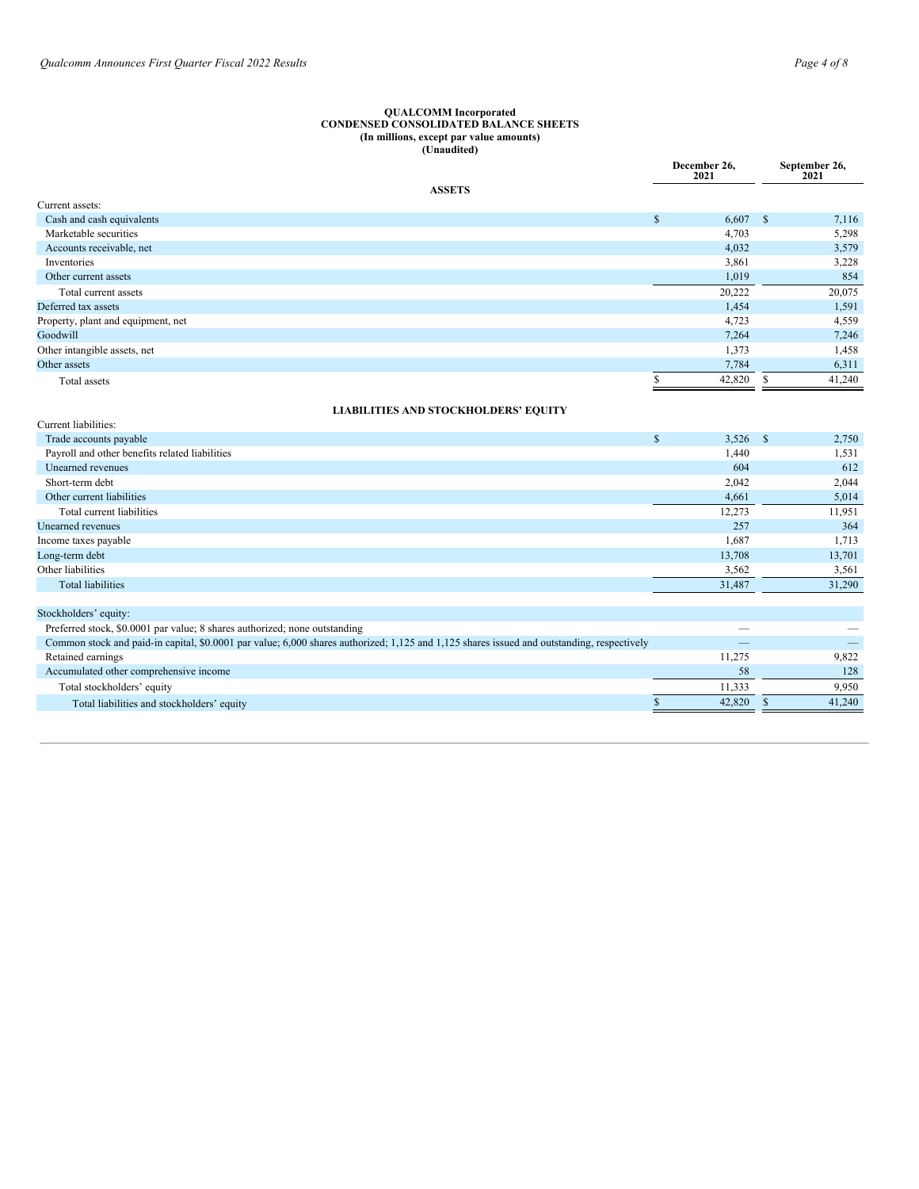**QUALCOMM Incorporated**
**CONDENSED CONSOLIDATED BALANCE SHEETS**
**(In millions, except par value amounts)**
**(Unaudited)**

| | December 26, 2021 | September 26, 2021 |
|---|---|---|
| **ASSETS** | | |
| Current assets: | | |
| Cash and cash equivalents | $ 6,607 | $ 7,116 |
| Marketable securities | 4,703 | 5,298 |
| Accounts receivable, net | 4,032 | 3,579 |
| Inventories | 3,861 | 3,228 |
| Other current assets | 1,019 | 854 |
| Total current assets | 20,222 | 20,075 |
| Deferred tax assets | 1,454 | 1,591 |
| Property, plant and equipment, net | 4,723 | 4,559 |
| Goodwill | 7,264 | 7,246 |
| Other intangible assets, net | 1,373 | 1,458 |
| Other assets | 7,784 | 6,311 |
| Total assets | $ 42,820 | $ 41,240 |
| **LIABILITIES AND STOCKHOLDERS' EQUITY** | | |
| Current liabilities: | | |
| Trade accounts payable | $ 3,526 | $ 2,750 |
| Payroll and other benefits related liabilities | 1,440 | 1,531 |
| Unearned revenues | 604 | 612 |
| Short-term debt | 2,042 | 2,044 |
| Other current liabilities | 4,661 | 5,014 |
| Total current liabilities | 12,273 | 11,951 |
| Unearned revenues | 257 | 364 |
| Income taxes payable | 1,687 | 1,713 |
| Long-term debt | 13,708 | 13,701 |
| Other liabilities | 3,562 | 3,561 |
| Total liabilities | 31,487 | 31,290 |
| Stockholders' equity: | | |
| Preferred stock, $0.0001 par value; 8 shares authorized; none outstanding | — | — |
| Common stock and paid-in capital, $0.0001 par value; 6,000 shares authorized; 1,125 and 1,125 shares issued and outstanding, respectively | — | — |
| Retained earnings | 11,275 | 9,822 |
| Accumulated other comprehensive income | 58 | 128 |
| Total stockholders' equity | 11,333 | 9,950 |
| Total liabilities and stockholders' equity | $ 42,820 | $ 41,240 |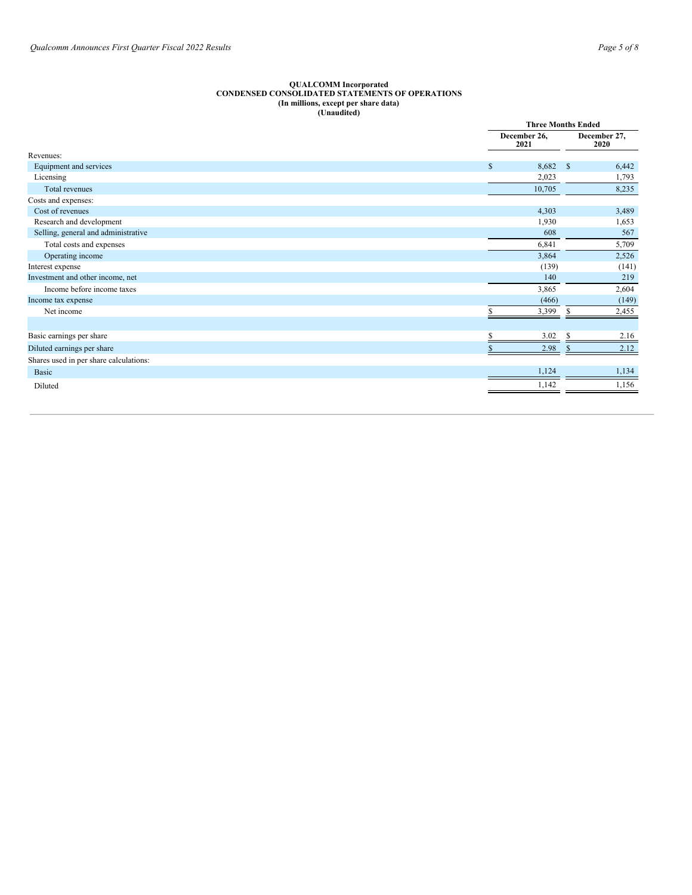**QUALCOMM Incorporated**
**CONDENSED CONSOLIDATED STATEMENTS OF OPERATIONS**
**(In millions, except per share data)**
**(Unaudited)**

| | Three Months Ended | |
|---|---|---|
| | December 26, 2021 | December 27, 2020 |
| Revenues: | | |
| Equipment and services | $ 8,682 | $ 6,442 |
| Licensing | 2,023 | 1,793 |
| Total revenues | 10,705 | 8,235 |
| Costs and expenses: | | |
| Cost of revenues | 4,303 | 3,489 |
| Research and development | 1,930 | 1,653 |
| Selling, general and administrative | 608 | 567 |
| Total costs and expenses | 6,841 | 5,709 |
| Operating income | 3,864 | 2,526 |
| Interest expense | (139) | (141) |
| Investment and other income, net | 140 | 219 |
| Income before income taxes | 3,865 | 2,604 |
| Income tax expense | (466) | (149) |
| Net income | $ 3,399 | $ 2,455 |
| | | |
| Basic earnings per share | $ 3.02 | $ 2.16 |
| Diluted earnings per share | $ 2.98 | $ 2.12 |
| Shares used in per share calculations: | | |
| Basic | 1,124 | 1,134 |
| Diluted | 1,142 | 1,156 |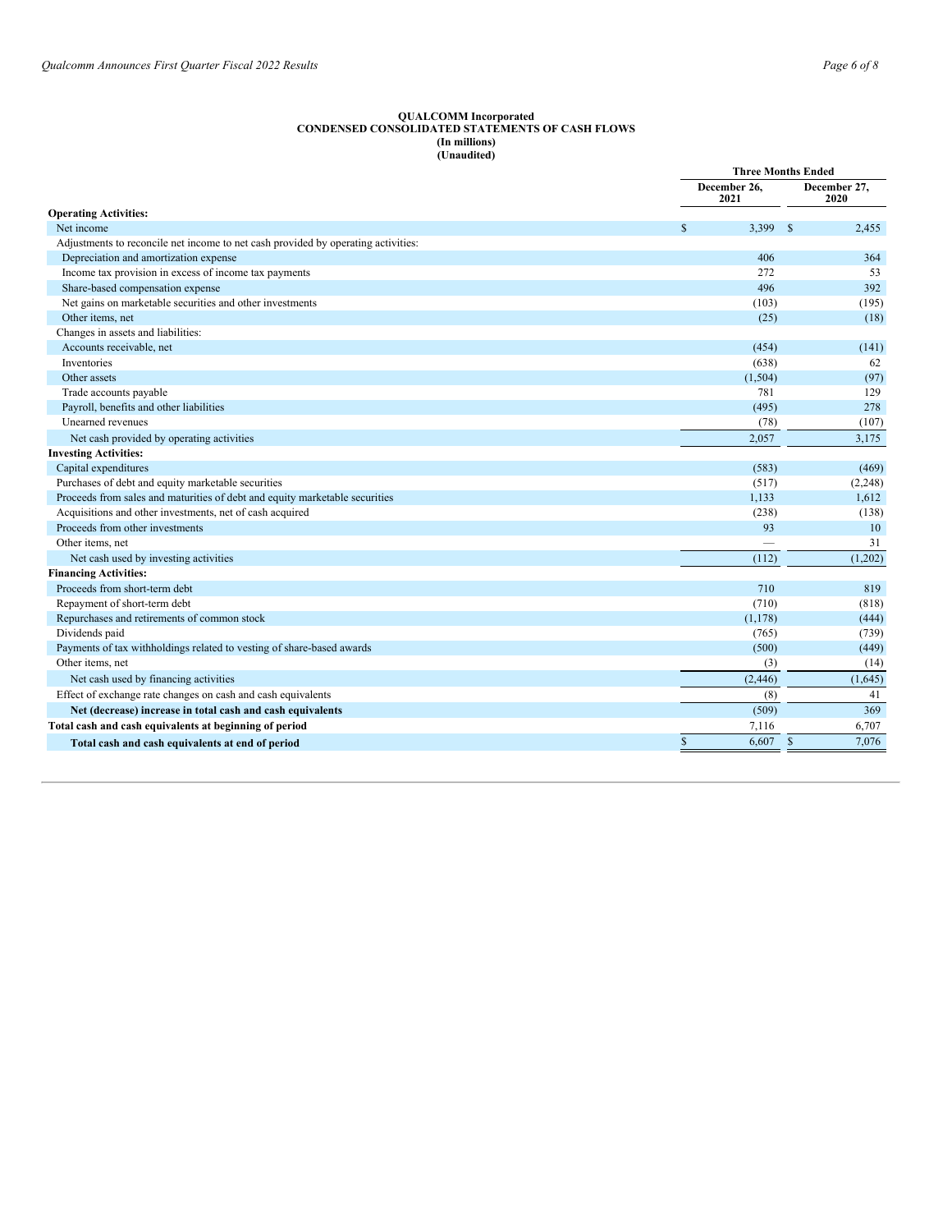**QUALCOMM Incorporated**
**CONDENSED CONSOLIDATED STATEMENTS OF CASH FLOWS**
**(In millions)**
**(Unaudited)**

| | Three Months Ended | |
|---|---|---|
| | December 26, 2021 | December 27, 2020 |
| **Operating Activities:** | | |
| Net income | $ 3,399 | $ 2,455 |
| Adjustments to reconcile net income to net cash provided by operating activities: | | |
| Depreciation and amortization expense | 406 | 364 |
| Income tax provision in excess of income tax payments | 272 | 53 |
| Share-based compensation expense | 496 | 392 |
| Net gains on marketable securities and other investments | (103) | (195) |
| Other items, net | (25) | (18) |
| Changes in assets and liabilities: | | |
| Accounts receivable, net | (454) | (141) |
| Inventories | (638) | 62 |
| Other assets | (1,504) | (97) |
| Trade accounts payable | 781 | 129 |
| Payroll, benefits and other liabilities | (495) | 278 |
| Unearned revenues | (78) | (107) |
| Net cash provided by operating activities | 2,057 | 3,175 |
| **Investing Activities:** | | |
| Capital expenditures | (583) | (469) |
| Purchases of debt and equity marketable securities | (517) | (2,248) |
| Proceeds from sales and maturities of debt and equity marketable securities | 1,133 | 1,612 |
| Acquisitions and other investments, net of cash acquired | (238) | (138) |
| Proceeds from other investments | 93 | 10 |
| Other items, net | — | 31 |
| Net cash used by investing activities | (112) | (1,202) |
| **Financing Activities:** | | |
| Proceeds from short-term debt | 710 | 819 |
| Repayment of short-term debt | (710) | (818) |
| Repurchases and retirements of common stock | (1,178) | (444) |
| Dividends paid | (765) | (739) |
| Payments of tax withholdings related to vesting of share-based awards | (500) | (449) |
| Other items, net | (3) | (14) |
| Net cash used by financing activities | (2,446) | (1,645) |
| Effect of exchange rate changes on cash and cash equivalents | (8) | 41 |
| **Net (decrease) increase in total cash and cash equivalents** | (509) | 369 |
| **Total cash and cash equivalents at beginning of period** | 7,116 | 6,707 |
| **Total cash and cash equivalents at end of period** | $ 6,607 | $ 7,076 |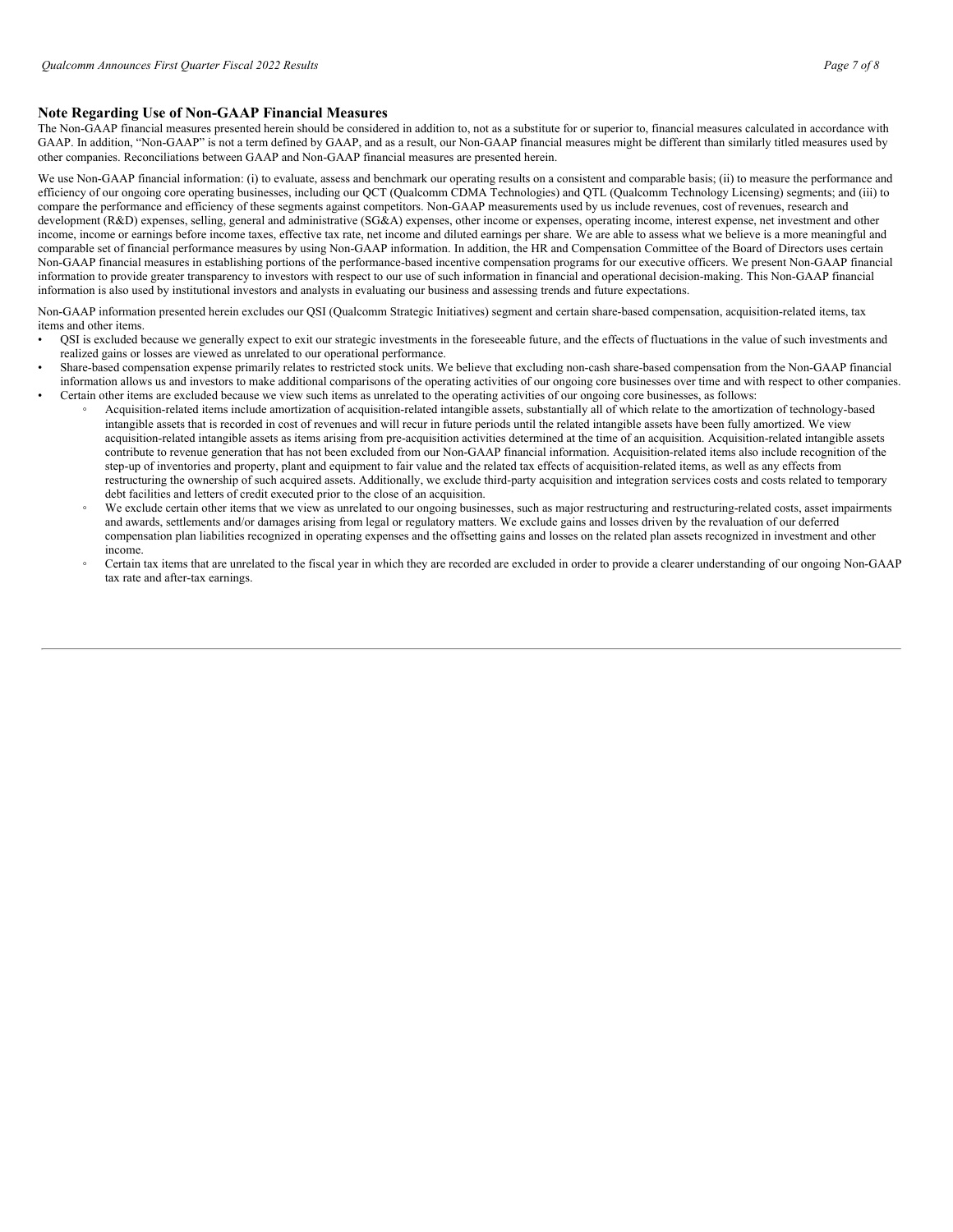## Note Regarding Use of Non-GAAP Financial Measures

The Non-GAAP financial measures presented herein should be considered in addition to, not as a substitute for or superior to, financial measures calculated in accordance with GAAP. In addition, "Non-GAAP" is not a term defined by GAAP, and as a result, our Non-GAAP financial measures might be different than similarly titled measures used by other companies. Reconciliations between GAAP and Non-GAAP financial measures are presented herein.

We use Non-GAAP financial information: (i) to evaluate, assess and benchmark our operating results on a consistent and comparable basis; (ii) to measure the performance and efficiency of our ongoing core operating businesses, including our QCT (Qualcomm CDMA Technologies) and QTL (Qualcomm Technology Licensing) segments; and (iii) to compare the performance and efficiency of these segments against competitors. Non-GAAP measurements used by us include revenues, cost of revenues, research and development (R&D) expenses, selling, general and administrative (SG&A) expenses, other income or expenses, operating income, interest expense, net investment and other income, income or earnings before income taxes, effective tax rate, net income and diluted earnings per share. We are able to assess what we believe is a more meaningful and comparable set of financial performance measures by using Non-GAAP information. In addition, the HR and Compensation Committee of the Board of Directors uses certain Non-GAAP financial measures in establishing portions of the performance-based incentive compensation programs for our executive officers. We present Non-GAAP financial information to provide greater transparency to investors with respect to our use of such information in financial and operational decision-making. This Non-GAAP financial information is also used by institutional investors and analysts in evaluating our business and assessing trends and future expectations.

Non-GAAP information presented herein excludes our QSI (Qualcomm Strategic Initiatives) segment and certain share-based compensation, acquisition-related items, tax items and other items.

- QSI is excluded because we generally expect to exit our strategic investments in the foreseeable future, and the effects of fluctuations in the value of such investments and realized gains or losses are viewed as unrelated to our operational performance.
- Share-based compensation expense primarily relates to restricted stock units. We believe that excluding non-cash share-based compensation from the Non-GAAP financial information allows us and investors to make additional comparisons of the operating activities of our ongoing core businesses over time and with respect to other companies.
- Certain other items are excluded because we view such items as unrelated to the operating activities of our ongoing core businesses, as follows:
  - Acquisition-related items include amortization of acquisition-related intangible assets, substantially all of which relate to the amortization of technology-based intangible assets that is recorded in cost of revenues and will recur in future periods until the related intangible assets have been fully amortized. We view acquisition-related intangible assets as items arising from pre-acquisition activities determined at the time of an acquisition. Acquisition-related intangible assets contribute to revenue generation that has not been excluded from our Non-GAAP financial information. Acquisition-related items also include recognition of the step-up of inventories and property, plant and equipment to fair value and the related tax effects of acquisition-related items, as well as any effects from restructuring the ownership of such acquired assets. Additionally, we exclude third-party acquisition and integration services costs and costs related to temporary debt facilities and letters of credit executed prior to the close of an acquisition.
  - We exclude certain other items that we view as unrelated to our ongoing businesses, such as major restructuring and restructuring-related costs, asset impairments and awards, settlements and/or damages arising from legal or regulatory matters. We exclude gains and losses driven by the revaluation of our deferred compensation plan liabilities recognized in operating expenses and the offsetting gains and losses on the related plan assets recognized in investment and other income.
  - Certain tax items that are unrelated to the fiscal year in which they are recorded are excluded in order to provide a clearer understanding of our ongoing Non-GAAP tax rate and after-tax earnings.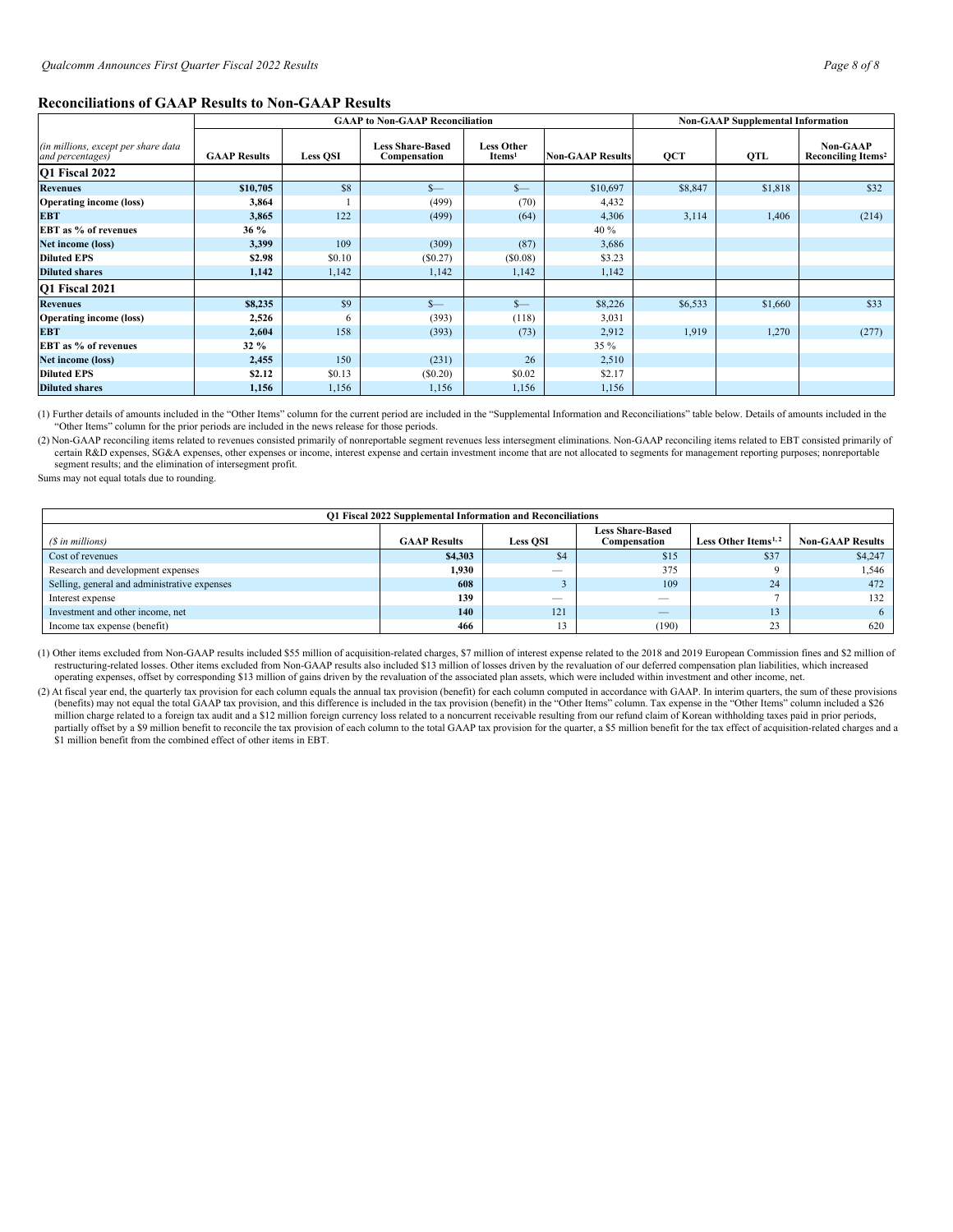## Reconciliations of GAAP Results to Non-GAAP Results

| *(in millions, except per share data and percentages)* | GAAP to Non-GAAP Reconciliation | | | | | Non-GAAP Supplemental Information | | |
|---|---|---|---|---|---|---|---|---|
| | GAAP Results | Less QSI | Less Share-Based Compensation | Less Other Items[1] | Non-GAAP Results | QCT | QTL | Non-GAAP Reconciling Items[2] |
| **Q1 Fiscal 2022** | | | | | | | | |
| **Revenues** | **$10,705** | $8 | $— | $— | $10,697 | $8,847 | $1,818 | $32 |
| **Operating income (loss)** | **3,864** | 1 | (499) | (70) | 4,432 | | | |
| **EBT** | **3,865** | 122 | (499) | (64) | 4,306 | 3,114 | 1,406 | (214) |
| **EBT as % of revenues** | **36 %** | | | | 40 % | | | |
| **Net income (loss)** | **3,399** | 109 | (309) | (87) | 3,686 | | | |
| **Diluted EPS** | **$2.98** | $0.10 | ($0.27) | ($0.08) | $3.23 | | | |
| **Diluted shares** | **1,142** | 1,142 | 1,142 | 1,142 | 1,142 | | | |
| **Q1 Fiscal 2021** | | | | | | | | |
| **Revenues** | **$8,235** | $9 | $— | $— | $8,226 | $6,533 | $1,660 | $33 |
| **Operating income (loss)** | **2,526** | 6 | (393) | (118) | 3,031 | | | |
| **EBT** | **2,604** | 158 | (393) | (73) | 2,912 | 1,919 | 1,270 | (277) |
| **EBT as % of revenues** | **32 %** | | | | 35 % | | | |
| **Net income (loss)** | **2,455** | 150 | (231) | 26 | 2,510 | | | |
| **Diluted EPS** | **$2.12** | $0.13 | ($0.20) | $0.02 | $2.17 | | | |
| **Diluted shares** | **1,156** | 1,156 | 1,156 | 1,156 | 1,156 | | | |

(1) Further details of amounts included in the "Other Items" column for the current period are included in the "Supplemental Information and Reconciliations" table below. Details of amounts included in the "Other Items" column for the prior periods are included in the news release for those periods.

(2) Non-GAAP reconciling items related to revenues consisted primarily of nonreportable segment revenues less intersegment eliminations. Non-GAAP reconciling items related to EBT consisted primarily of certain R&D expenses, SG&A expenses, other expenses or income, interest expense and certain investment income that are not allocated to segments for management reporting purposes; nonreportable segment results; and the elimination of intersegment profit.

Sums may not equal totals due to rounding.

| Q1 Fiscal 2022 Supplemental Information and Reconciliations | | | | | |
|---|---|---|---|---|---|
| *($ in millions)* | GAAP Results | Less QSI | Less Share-Based Compensation | Less Other Items[1, 2] | Non-GAAP Results |
| Cost of revenues | **$4,303** | $4 | $15 | $37 | $4,247 |
| Research and development expenses | **1,930** | — | 375 | 9 | 1,546 |
| Selling, general and administrative expenses | **608** | 3 | 109 | 24 | 472 |
| Interest expense | **139** | — | — | 7 | 132 |
| Investment and other income, net | **140** | 121 | — | 13 | 6 |
| Income tax expense (benefit) | **466** | 13 | (190) | 23 | 620 |

(1) Other items excluded from Non-GAAP results included $55 million of acquisition-related charges, $7 million of interest expense related to the 2018 and 2019 European Commission fines and $2 million of restructuring-related losses. Other items excluded from Non-GAAP results also included $13 million of losses driven by the revaluation of our deferred compensation plan liabilities, which increased operating expenses, offset by corresponding $13 million of gains driven by the revaluation of the associated plan assets, which were included within investment and other income, net.

(2) At fiscal year end, the quarterly tax provision for each column equals the annual tax provision (benefit) for each column computed in accordance with GAAP. In interim quarters, the sum of these provisions (benefits) may not equal the total GAAP tax provision, and this difference is included in the tax provision (benefit) in the "Other Items" column. Tax expense in the "Other Items" column included a $26 million charge related to a foreign tax audit and a $12 million foreign currency loss related to a noncurrent receivable resulting from our refund claim of Korean withholding taxes paid in prior periods, partially offset by a $9 million benefit to reconcile the tax provision of each column to the total GAAP tax provision for the quarter, a $5 million benefit for the tax effect of acquisition-related charges and a $1 million benefit from the combined effect of other items in EBT.